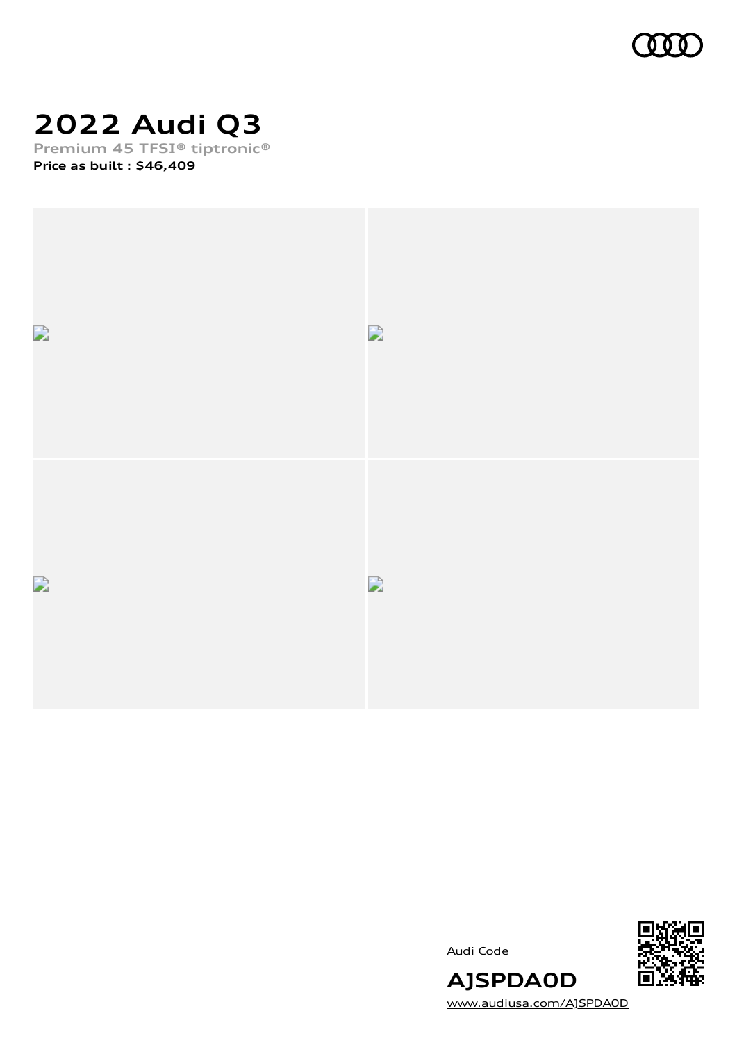# 2022 Audi Q3

Premium 45 TFSI® tiptronic®

**Price as built : $46,409**

Audi Code

**AJSPDA0D**

www.audiusa.com/AJSPDA0D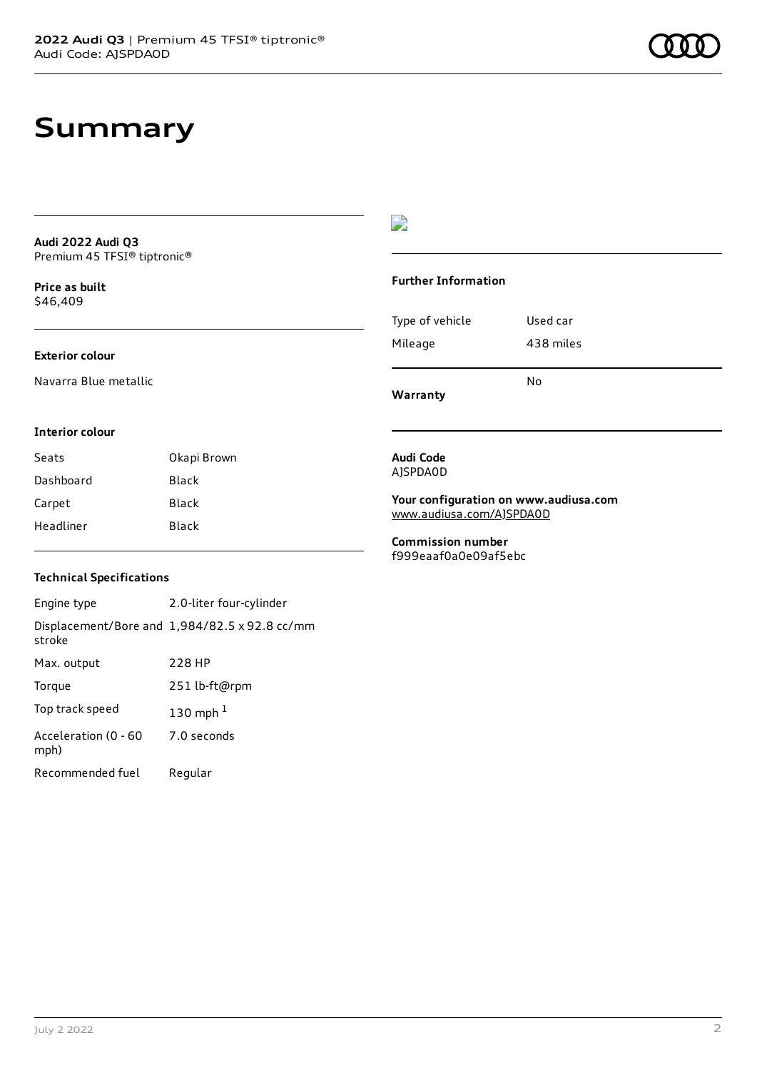# Summary

**Audi 2022 Audi Q3**
Premium 45 TFSI® tiptronic®

**Price as built**
$46,409

### Exterior colour

Navarra Blue metallic

### Interior colour

| Seats | Okapi Brown |
|---|---|
| Dashboard | Black |
| Carpet | Black |
| Headliner | Black |

### Technical Specifications

| Engine type | 2.0-liter four-cylinder |
|---|---|
| Displacement/Bore and stroke | 1,984/82.5 x 92.8 cc/mm |
| Max. output | 228 HP |
| Torque | 251 lb-ft@rpm |
| Top track speed | 130 mph [1] |
| Acceleration (0 - 60 mph) | 7.0 seconds |
| Recommended fuel | Regular |

### Further Information

| Type of vehicle | Used car |
|---|---|
| Mileage | 438 miles |
| **Warranty** | No |

**Audi Code**
AJSPDA0D

**Your configuration on www.audiusa.com**
www.audiusa.com/AJSPDA0D

**Commission number**
f999eaaf0a0e09af5ebc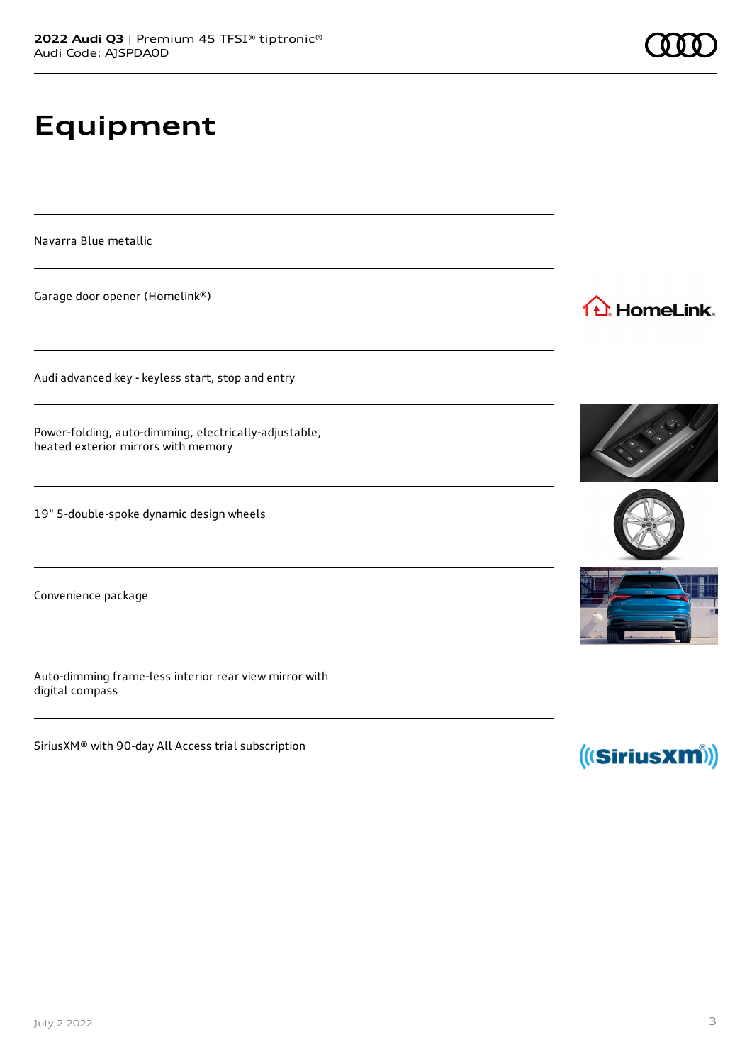# Equipment

Navarra Blue metallic

Garage door opener (Homelink®)

Audi advanced key - keyless start, stop and entry

Power-folding, auto-dimming, electrically-adjustable, heated exterior mirrors with memory

19" 5-double-spoke dynamic design wheels

Convenience package

Auto-dimming frame-less interior rear view mirror with digital compass

SiriusXM® with 90-day All Access trial subscription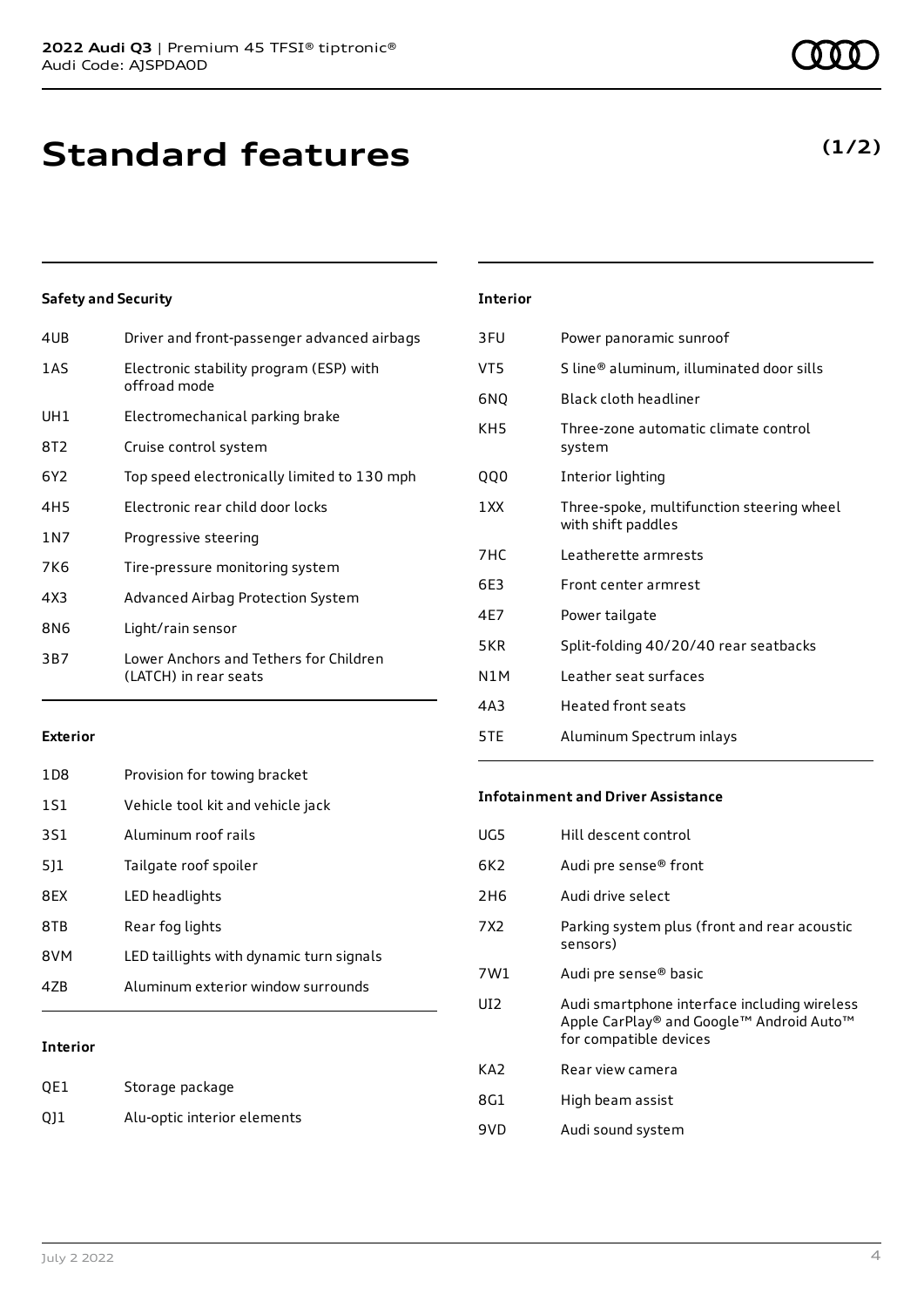# Standard features

**(1/2)**

### Safety and Security

| | |
|---|---|
| 4UB | Driver and front-passenger advanced airbags |
| 1AS | Electronic stability program (ESP) with offroad mode |
| UH1 | Electromechanical parking brake |
| 8T2 | Cruise control system |
| 6Y2 | Top speed electronically limited to 130 mph |
| 4H5 | Electronic rear child door locks |
| 1N7 | Progressive steering |
| 7K6 | Tire-pressure monitoring system |
| 4X3 | Advanced Airbag Protection System |
| 8N6 | Light/rain sensor |
| 3B7 | Lower Anchors and Tethers for Children (LATCH) in rear seats |

### Exterior

| | |
|---|---|
| 1D8 | Provision for towing bracket |
| 1S1 | Vehicle tool kit and vehicle jack |
| 3S1 | Aluminum roof rails |
| 5J1 | Tailgate roof spoiler |
| 8EX | LED headlights |
| 8TB | Rear fog lights |
| 8VM | LED taillights with dynamic turn signals |
| 4ZB | Aluminum exterior window surrounds |

### Interior

| | |
|---|---|
| QE1 | Storage package |
| QJ1 | Alu-optic interior elements |
| 3FU | Power panoramic sunroof |
| VT5 | S line® aluminum, illuminated door sills |
| 6NQ | Black cloth headliner |
| KH5 | Three-zone automatic climate control system |
| QQ0 | Interior lighting |
| 1XX | Three-spoke, multifunction steering wheel with shift paddles |
| 7HC | Leatherette armrests |
| 6E3 | Front center armrest |
| 4E7 | Power tailgate |
| 5KR | Split-folding 40/20/40 rear seatbacks |
| N1M | Leather seat surfaces |
| 4A3 | Heated front seats |
| 5TE | Aluminum Spectrum inlays |

### Infotainment and Driver Assistance

| | |
|---|---|
| UG5 | Hill descent control |
| 6K2 | Audi pre sense® front |
| 2H6 | Audi drive select |
| 7X2 | Parking system plus (front and rear acoustic sensors) |
| 7W1 | Audi pre sense® basic |
| UI2 | Audi smartphone interface including wireless Apple CarPlay® and Google™ Android Auto™ for compatible devices |
| KA2 | Rear view camera |
| 8G1 | High beam assist |
| 9VD | Audi sound system |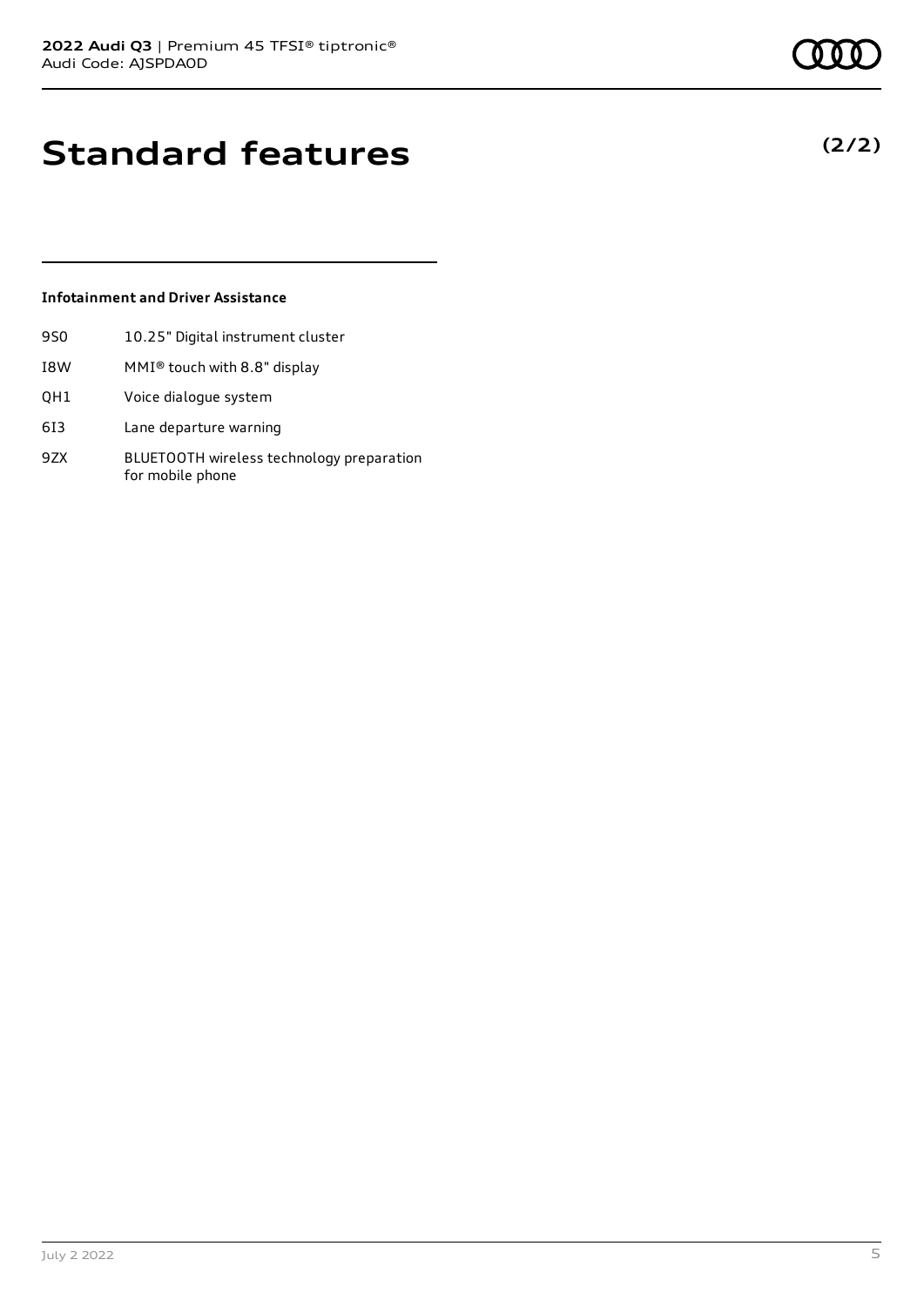# Standard features

**(2/2)**

### Infotainment and Driver Assistance

| | |
|---|---|
| 9S0 | 10.25" Digital instrument cluster |
| I8W | MMI® touch with 8.8" display |
| QH1 | Voice dialogue system |
| 6I3 | Lane departure warning |
| 9ZX | BLUETOOTH wireless technology preparation for mobile phone |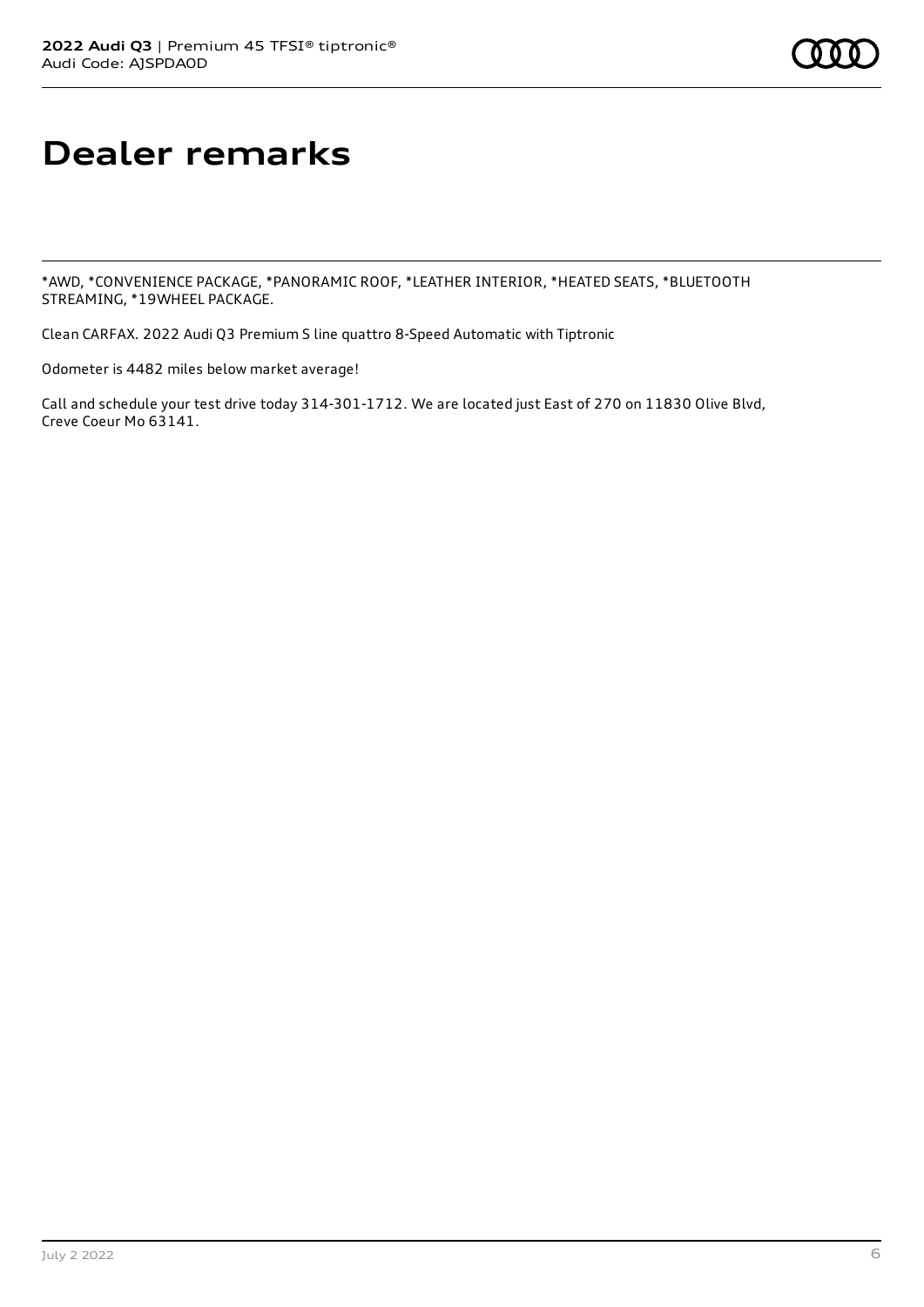# Dealer remarks

*AWD, *CONVENIENCE PACKAGE, *PANORAMIC ROOF, *LEATHER INTERIOR, *HEATED SEATS, *BLUETOOTH STREAMING, *19WHEEL PACKAGE.

Clean CARFAX. 2022 Audi Q3 Premium S line quattro 8-Speed Automatic with Tiptronic

Odometer is 4482 miles below market average!

Call and schedule your test drive today 314-301-1712. We are located just East of 270 on 11830 Olive Blvd, Creve Coeur Mo 63141.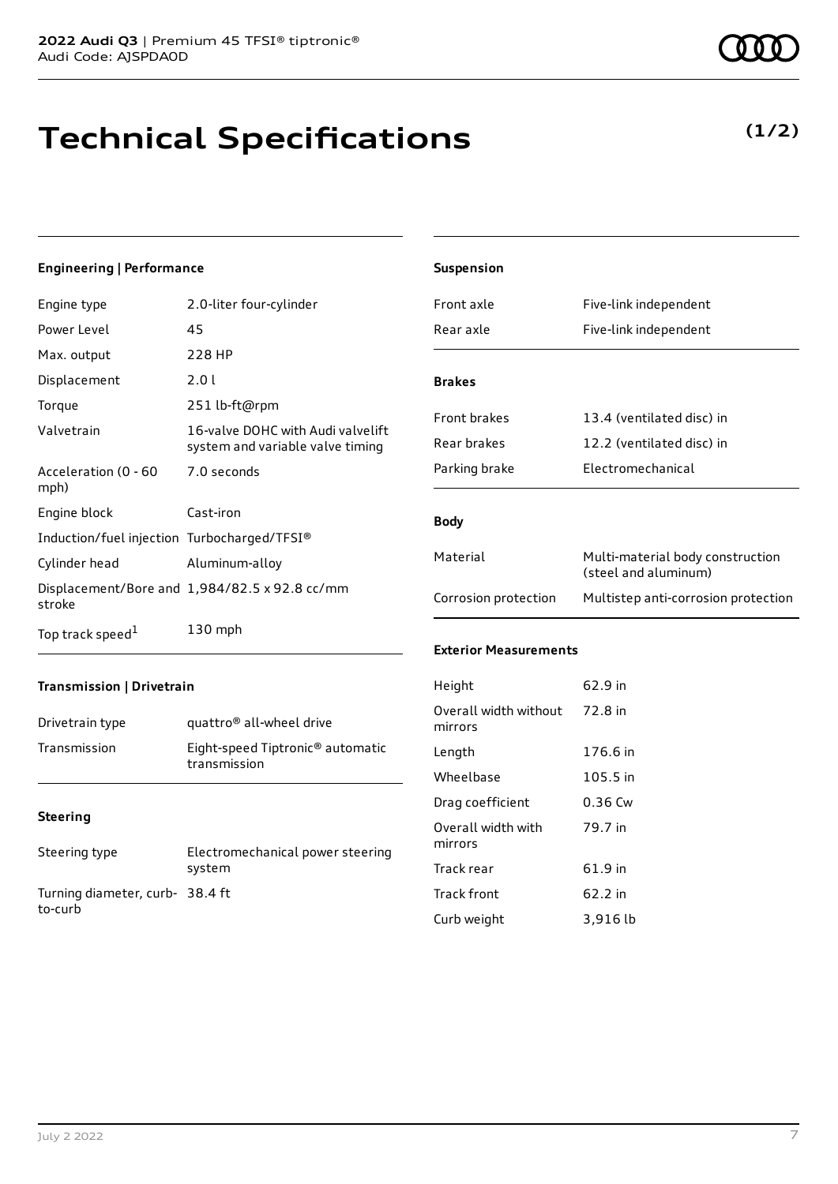# Technical Specifications

**(1/2)**

### Engineering | Performance

| | |
|---|---|
| Engine type | 2.0-liter four-cylinder |
| Power Level | 45 |
| Max. output | 228 HP |
| Displacement | 2.0 l |
| Torque | 251 lb-ft@rpm |
| Valvetrain | 16-valve DOHC with Audi valvelift system and variable valve timing |
| Acceleration (0 - 60 mph) | 7.0 seconds |
| Engine block | Cast-iron |
| Induction/fuel injection | Turbocharged/TFSI® |
| Cylinder head | Aluminum-alloy |
| Displacement/Bore and stroke | 1,984/82.5 x 92.8 cc/mm |
| Top track speed[1] | 130 mph |

### Transmission | Drivetrain

| | |
|---|---|
| Drivetrain type | quattro® all-wheel drive |
| Transmission | Eight-speed Tiptronic® automatic transmission |

### Steering

| | |
|---|---|
| Steering type | Electromechanical power steering system |
| Turning diameter, curb-to-curb | 38.4 ft |

### Suspension

| | |
|---|---|
| Front axle | Five-link independent |
| Rear axle | Five-link independent |

### Brakes

| | |
|---|---|
| Front brakes | 13.4 (ventilated disc) in |
| Rear brakes | 12.2 (ventilated disc) in |
| Parking brake | Electromechanical |

### Body

| | |
|---|---|
| Material | Multi-material body construction (steel and aluminum) |
| Corrosion protection | Multistep anti-corrosion protection |

### Exterior Measurements

| | |
|---|---|
| Height | 62.9 in |
| Overall width without mirrors | 72.8 in |
| Length | 176.6 in |
| Wheelbase | 105.5 in |
| Drag coefficient | 0.36 Cw |
| Overall width with mirrors | 79.7 in |
| Track rear | 61.9 in |
| Track front | 62.2 in |
| Curb weight | 3,916 lb |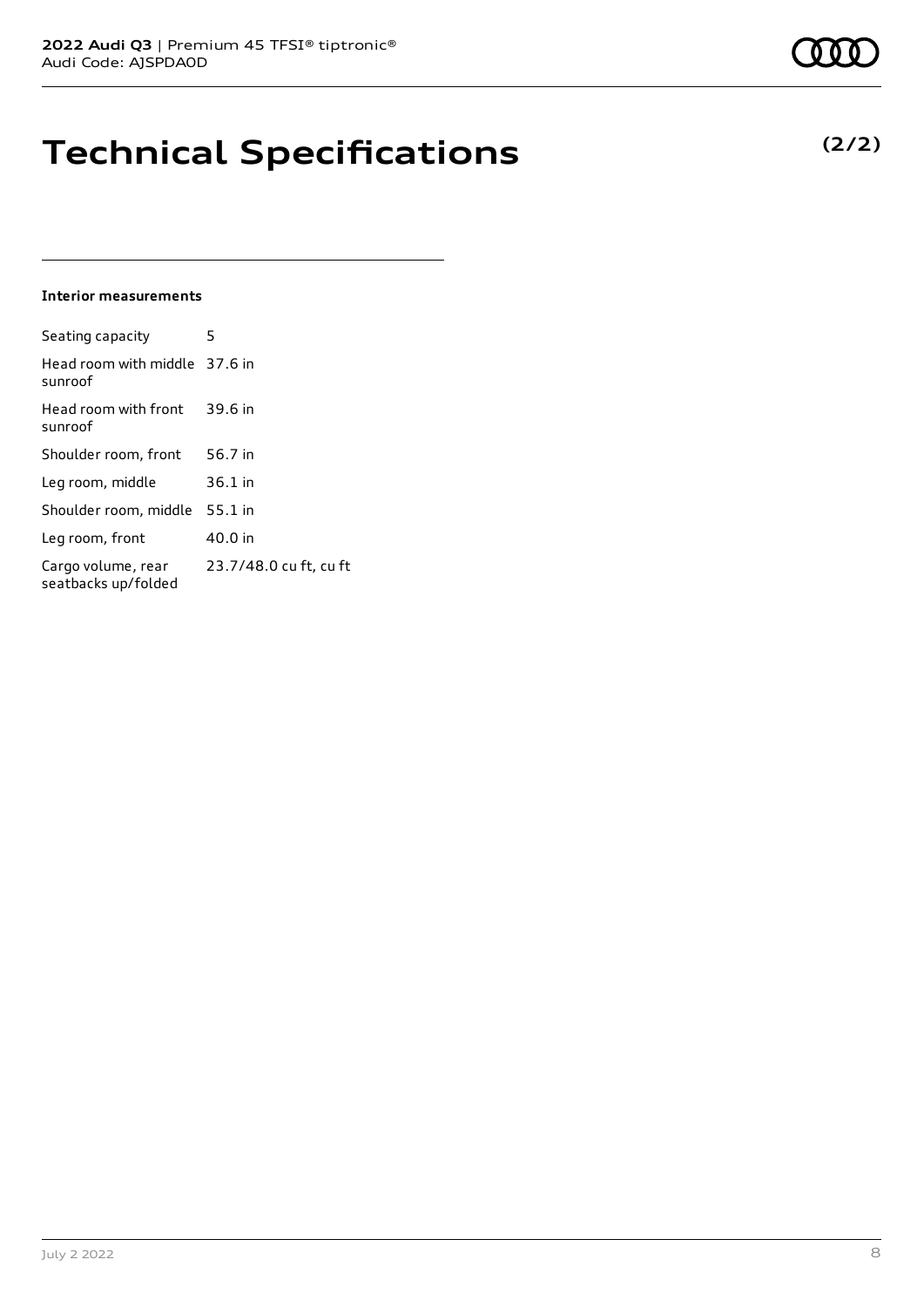# Technical Specifications

**(2/2)**

### Interior measurements

| | |
|---|---|
| Seating capacity | 5 |
| Head room with middle sunroof | 37.6 in |
| Head room with front sunroof | 39.6 in |
| Shoulder room, front | 56.7 in |
| Leg room, middle | 36.1 in |
| Shoulder room, middle | 55.1 in |
| Leg room, front | 40.0 in |
| Cargo volume, rear seatbacks up/folded | 23.7/48.0 cu ft, cu ft |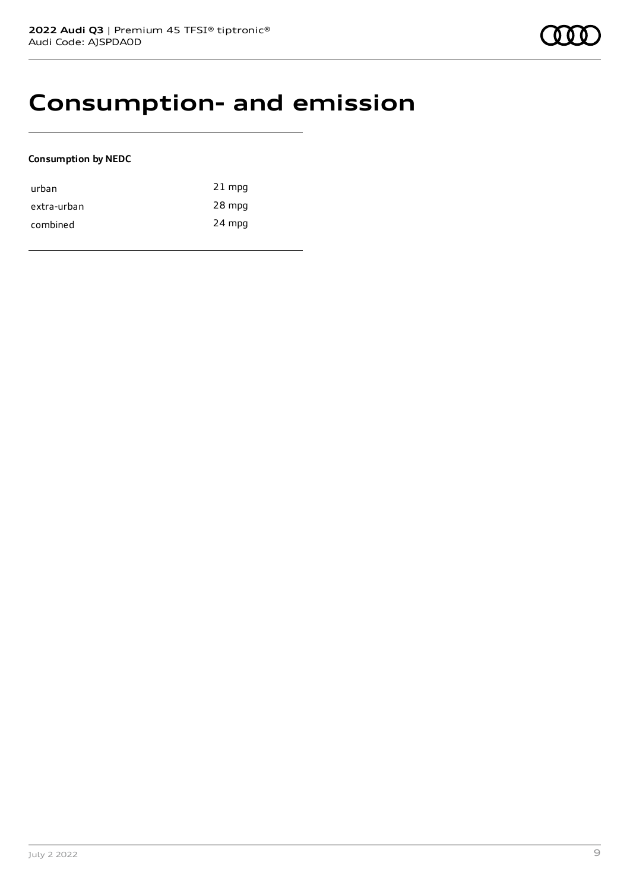# Consumption- and emission

**Consumption by NEDC**

| | |
|---|---|
| urban | 21 mpg |
| extra-urban | 28 mpg |
| combined | 24 mpg |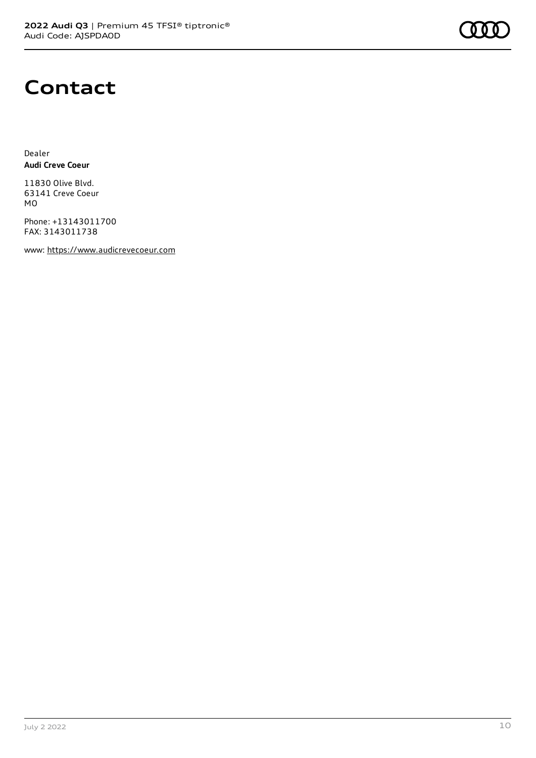# Contact

Dealer
**Audi Creve Coeur**

11830 Olive Blvd.
63141 Creve Coeur
MO

Phone: +13143011700
FAX: 3143011738

www: https://www.audicrevecoeur.com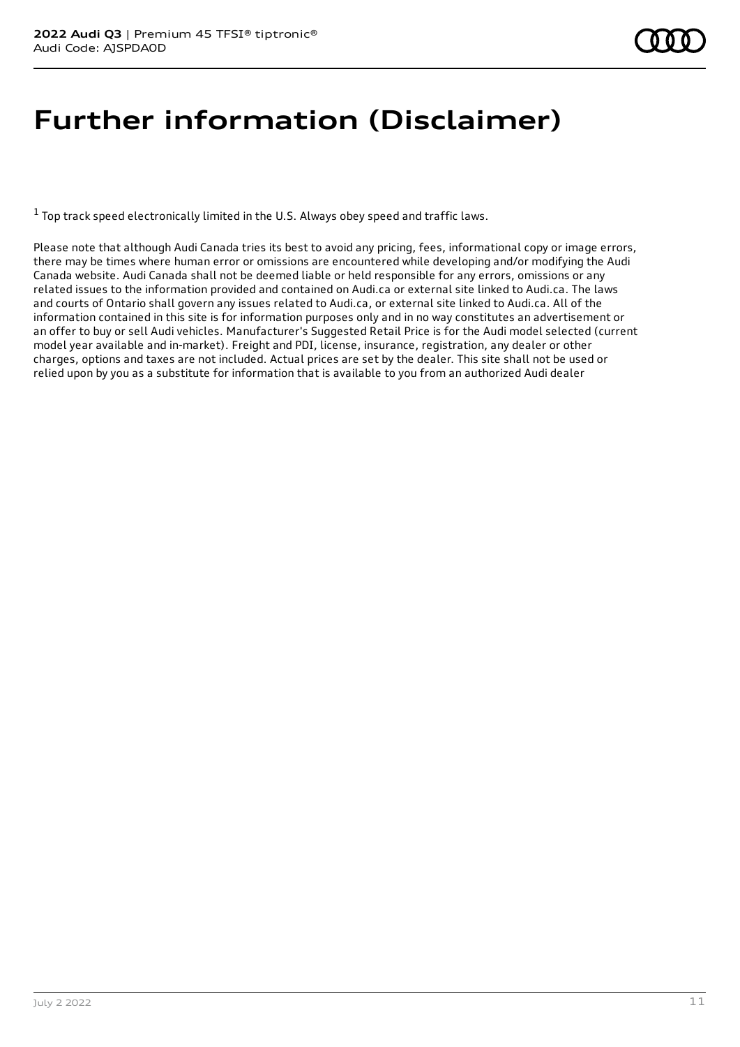# Further information (Disclaimer)

[1] Top track speed electronically limited in the U.S. Always obey speed and traffic laws.

Please note that although Audi Canada tries its best to avoid any pricing, fees, informational copy or image errors, there may be times where human error or omissions are encountered while developing and/or modifying the Audi Canada website. Audi Canada shall not be deemed liable or held responsible for any errors, omissions or any related issues to the information provided and contained on Audi.ca or external site linked to Audi.ca. The laws and courts of Ontario shall govern any issues related to Audi.ca, or external site linked to Audi.ca. All of the information contained in this site is for information purposes only and in no way constitutes an advertisement or an offer to buy or sell Audi vehicles. Manufacturer's Suggested Retail Price is for the Audi model selected (current model year available and in-market). Freight and PDI, license, insurance, registration, any dealer or other charges, options and taxes are not included. Actual prices are set by the dealer. This site shall not be used or relied upon by you as a substitute for information that is available to you from an authorized Audi dealer